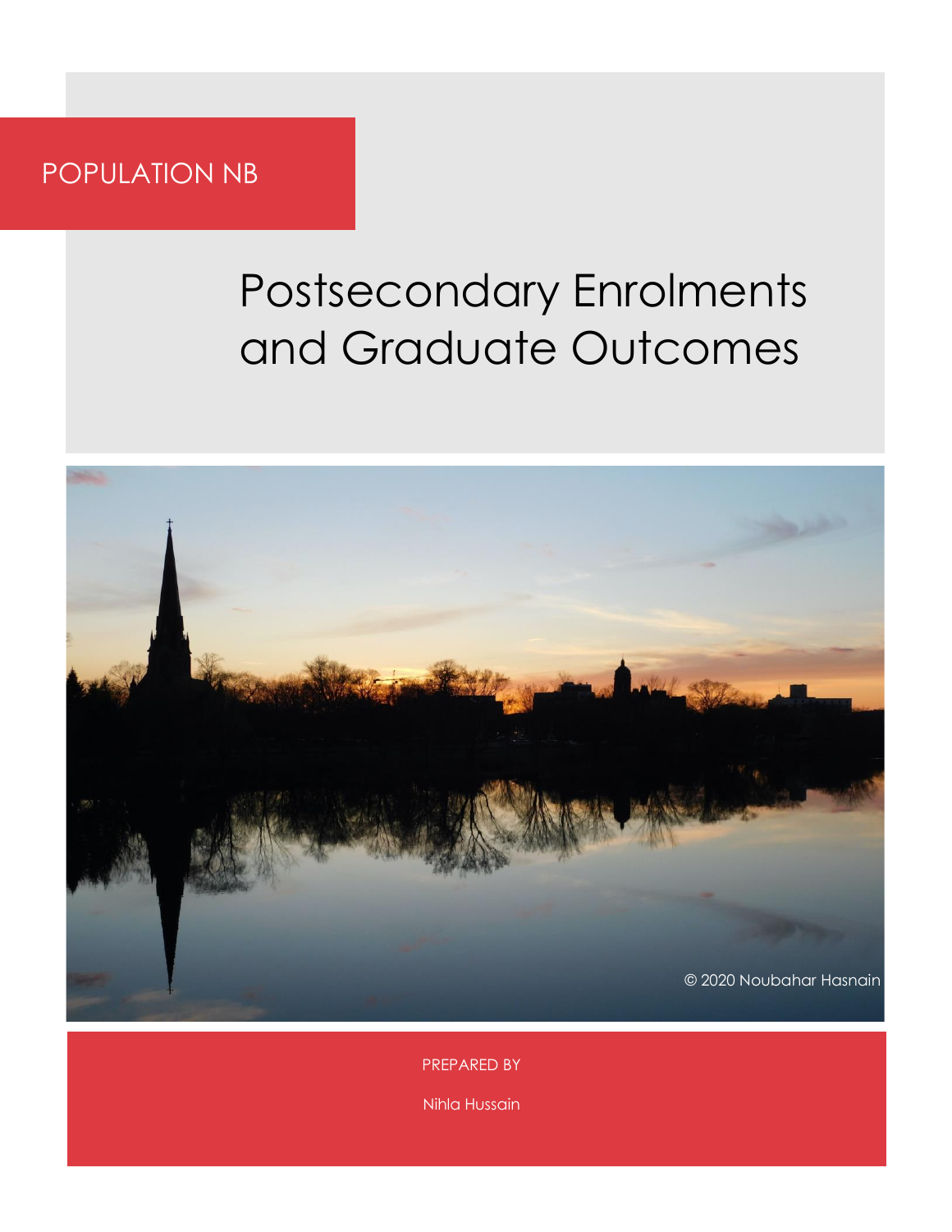POPULATION NB

# Postsecondary Enrolments and Graduate Outcomes

© 2020 Noubahar Hasnain

PREPARED BY

Nihla Hussain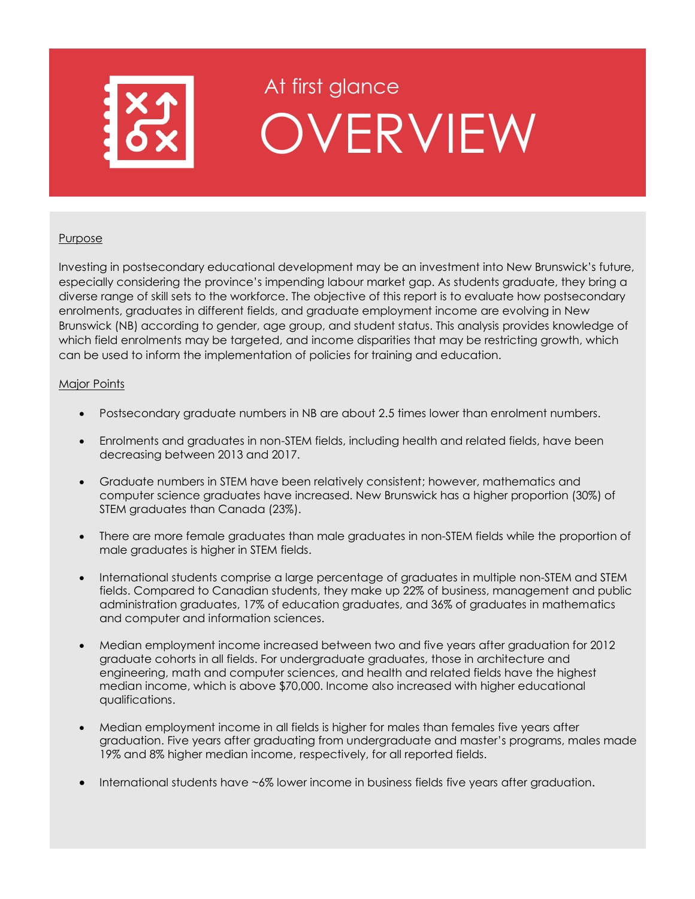At first glance

# OVERVIEW

Purpose

Investing in postsecondary educational development may be an investment into New Brunswick's future, especially considering the province's impending labour market gap. As students graduate, they bring a diverse range of skill sets to the workforce. The objective of this report is to evaluate how postsecondary enrolments, graduates in different fields, and graduate employment income are evolving in New Brunswick (NB) according to gender, age group, and student status. This analysis provides knowledge of which field enrolments may be targeted, and income disparities that may be restricting growth, which can be used to inform the implementation of policies for training and education.

Major Points

- Postsecondary graduate numbers in NB are about 2.5 times lower than enrolment numbers.
- Enrolments and graduates in non-STEM fields, including health and related fields, have been decreasing between 2013 and 2017.
- Graduate numbers in STEM have been relatively consistent; however, mathematics and computer science graduates have increased. New Brunswick has a higher proportion (30%) of STEM graduates than Canada (23%).
- There are more female graduates than male graduates in non-STEM fields while the proportion of male graduates is higher in STEM fields.
- International students comprise a large percentage of graduates in multiple non-STEM and STEM fields. Compared to Canadian students, they make up 22% of business, management and public administration graduates, 17% of education graduates, and 36% of graduates in mathematics and computer and information sciences.
- Median employment income increased between two and five years after graduation for 2012 graduate cohorts in all fields. For undergraduate graduates, those in architecture and engineering, math and computer sciences, and health and related fields have the highest median income, which is above $70,000. Income also increased with higher educational qualifications.
- Median employment income in all fields is higher for males than females five years after graduation. Five years after graduating from undergraduate and master's programs, males made 19% and 8% higher median income, respectively, for all reported fields.
- International students have ~6% lower income in business fields five years after graduation.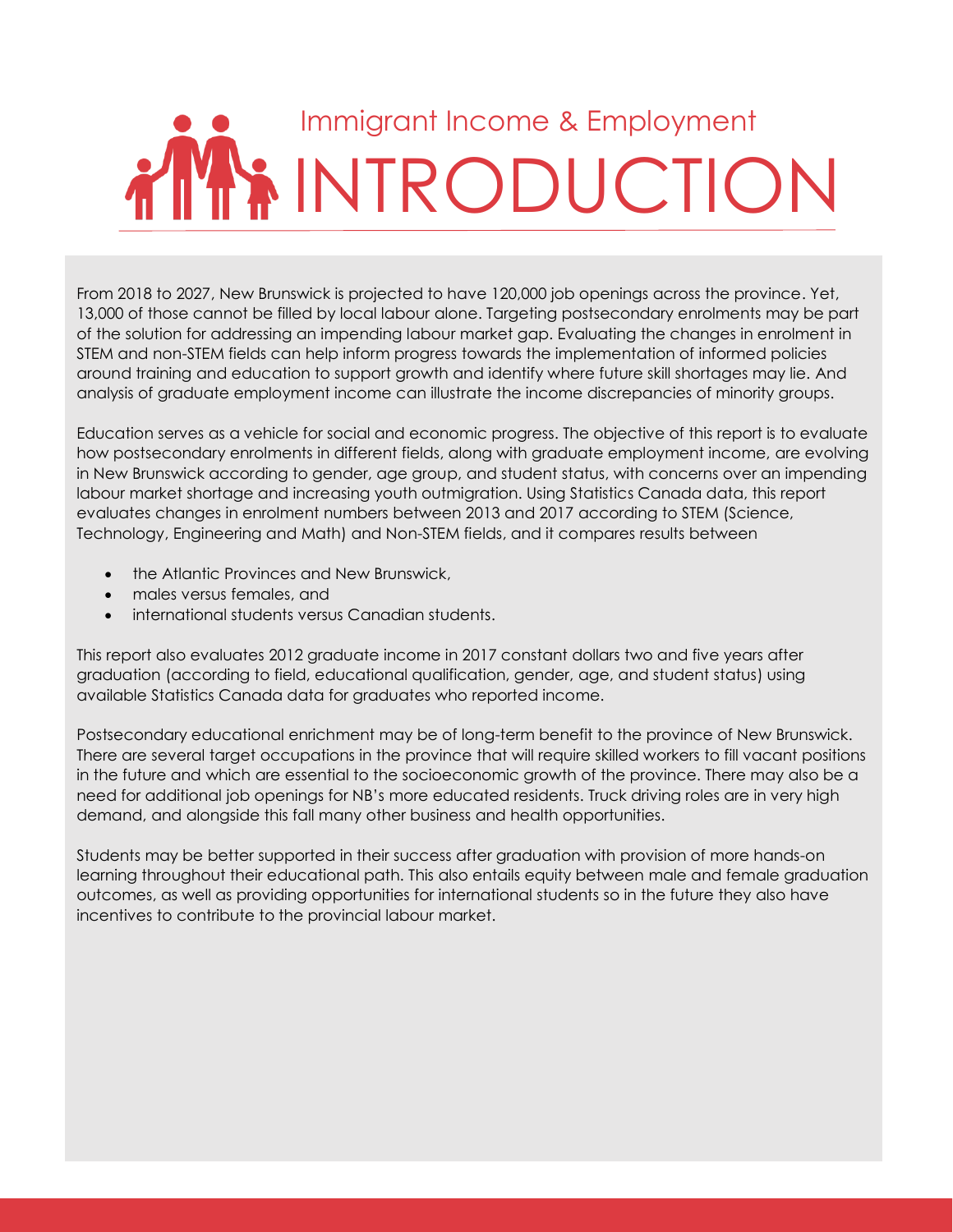## Immigrant Income & Employment

# INTRODUCTION

From 2018 to 2027, New Brunswick is projected to have 120,000 job openings across the province. Yet, 13,000 of those cannot be filled by local labour alone. Targeting postsecondary enrolments may be part of the solution for addressing an impending labour market gap. Evaluating the changes in enrolment in STEM and non-STEM fields can help inform progress towards the implementation of informed policies around training and education to support growth and identify where future skill shortages may lie. And analysis of graduate employment income can illustrate the income discrepancies of minority groups.

Education serves as a vehicle for social and economic progress. The objective of this report is to evaluate how postsecondary enrolments in different fields, along with graduate employment income, are evolving in New Brunswick according to gender, age group, and student status, with concerns over an impending labour market shortage and increasing youth outmigration. Using Statistics Canada data, this report evaluates changes in enrolment numbers between 2013 and 2017 according to STEM (Science, Technology, Engineering and Math) and Non-STEM fields, and it compares results between

- the Atlantic Provinces and New Brunswick,
- males versus females, and
- international students versus Canadian students.

This report also evaluates 2012 graduate income in 2017 constant dollars two and five years after graduation (according to field, educational qualification, gender, age, and student status) using available Statistics Canada data for graduates who reported income.

Postsecondary educational enrichment may be of long-term benefit to the province of New Brunswick. There are several target occupations in the province that will require skilled workers to fill vacant positions in the future and which are essential to the socioeconomic growth of the province. There may also be a need for additional job openings for NB's more educated residents. Truck driving roles are in very high demand, and alongside this fall many other business and health opportunities.

Students may be better supported in their success after graduation with provision of more hands-on learning throughout their educational path. This also entails equity between male and female graduation outcomes, as well as providing opportunities for international students so in the future they also have incentives to contribute to the provincial labour market.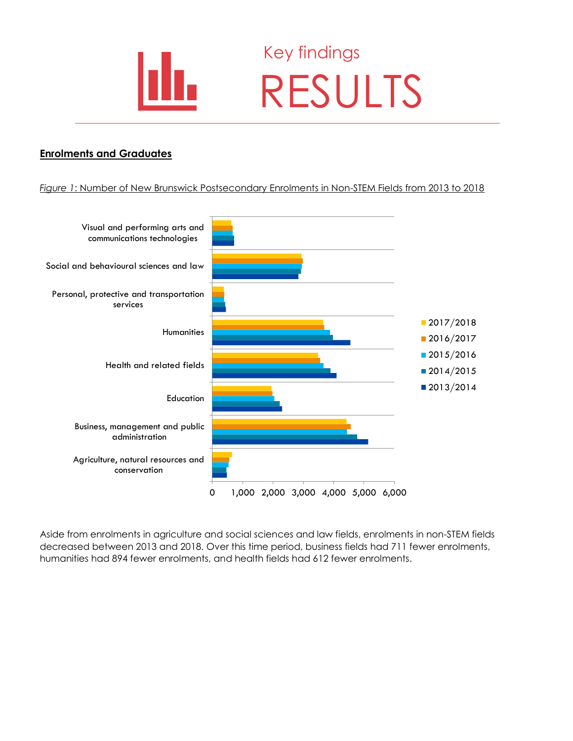# Key findings

# RESULTS

## Enrolments and Graduates

*Figure 1*: Number of New Brunswick Postsecondary Enrolments in Non-STEM Fields from 2013 to 2018

Aside from enrolments in agriculture and social sciences and law fields, enrolments in non-STEM fields decreased between 2013 and 2018. Over this time period, business fields had 711 fewer enrolments, humanities had 894 fewer enrolments, and health fields had 612 fewer enrolments.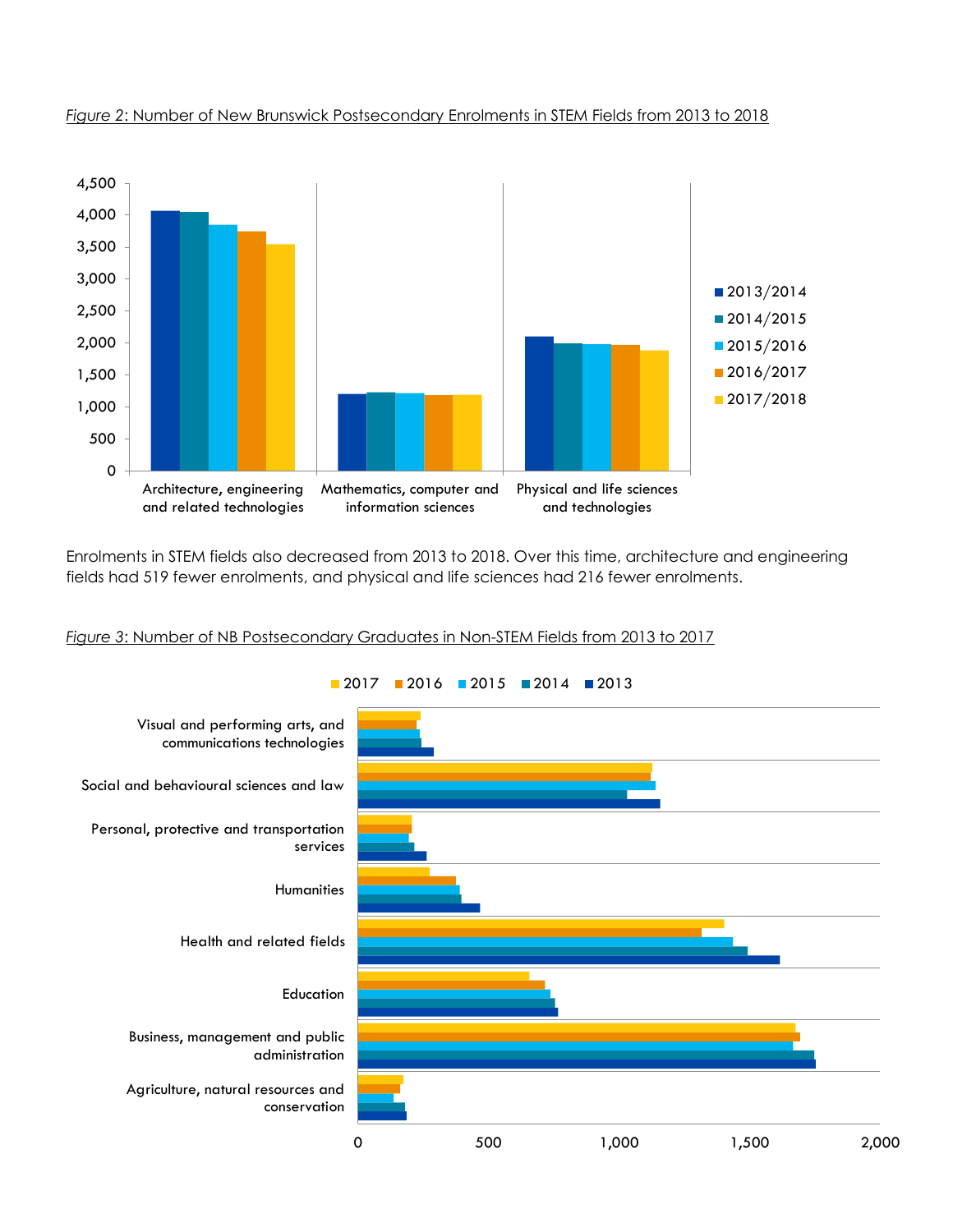*Figure 2*: Number of New Brunswick Postsecondary Enrolments in STEM Fields from 2013 to 2018

Enrolments in STEM fields also decreased from 2013 to 2018. Over this time, architecture and engineering fields had 519 fewer enrolments, and physical and life sciences had 216 fewer enrolments.

*Figure 3*: Number of NB Postsecondary Graduates in Non-STEM Fields from 2013 to 2017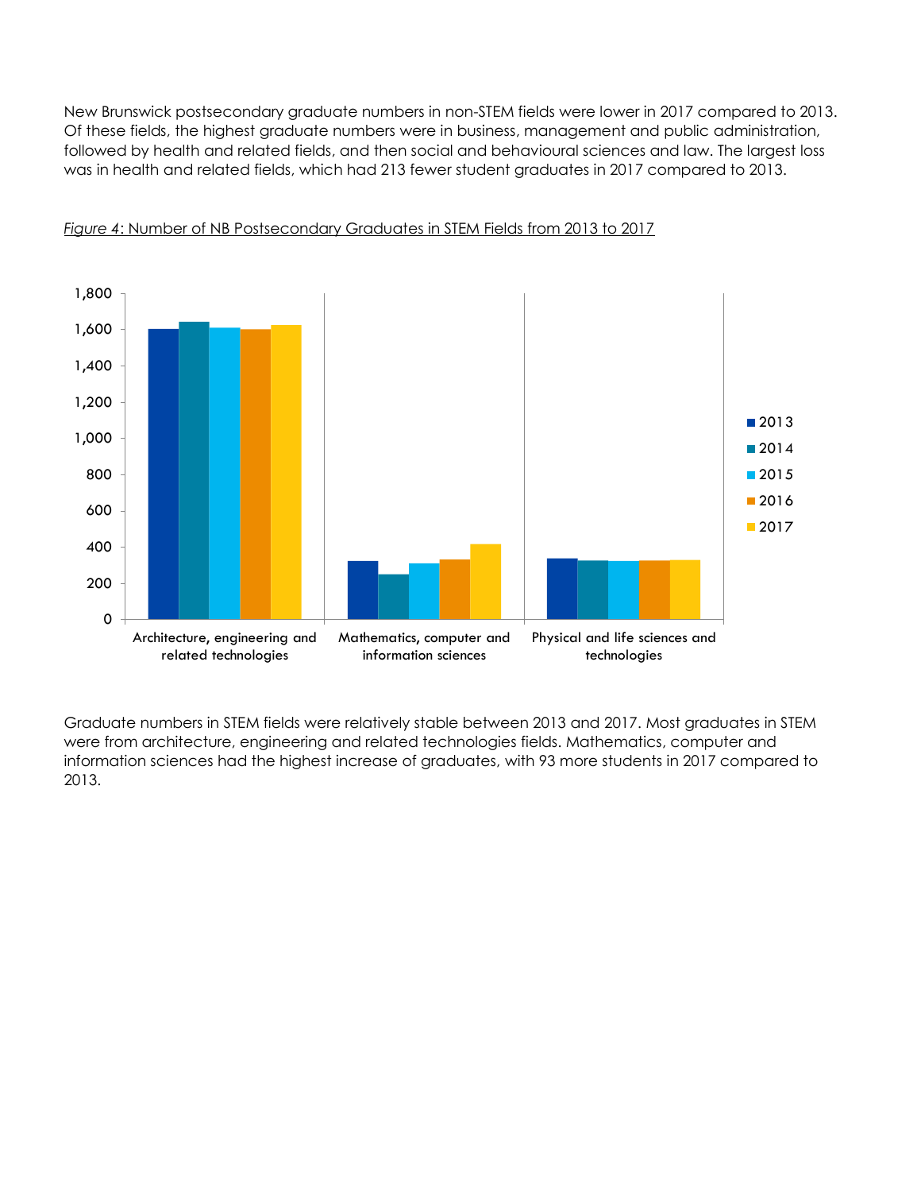New Brunswick postsecondary graduate numbers in non-STEM fields were lower in 2017 compared to 2013. Of these fields, the highest graduate numbers were in business, management and public administration, followed by health and related fields, and then social and behavioural sciences and law. The largest loss was in health and related fields, which had 213 fewer student graduates in 2017 compared to 2013.

*Figure 4*: Number of NB Postsecondary Graduates in STEM Fields from 2013 to 2017

Graduate numbers in STEM fields were relatively stable between 2013 and 2017. Most graduates in STEM were from architecture, engineering and related technologies fields. Mathematics, computer and information sciences had the highest increase of graduates, with 93 more students in 2017 compared to 2013.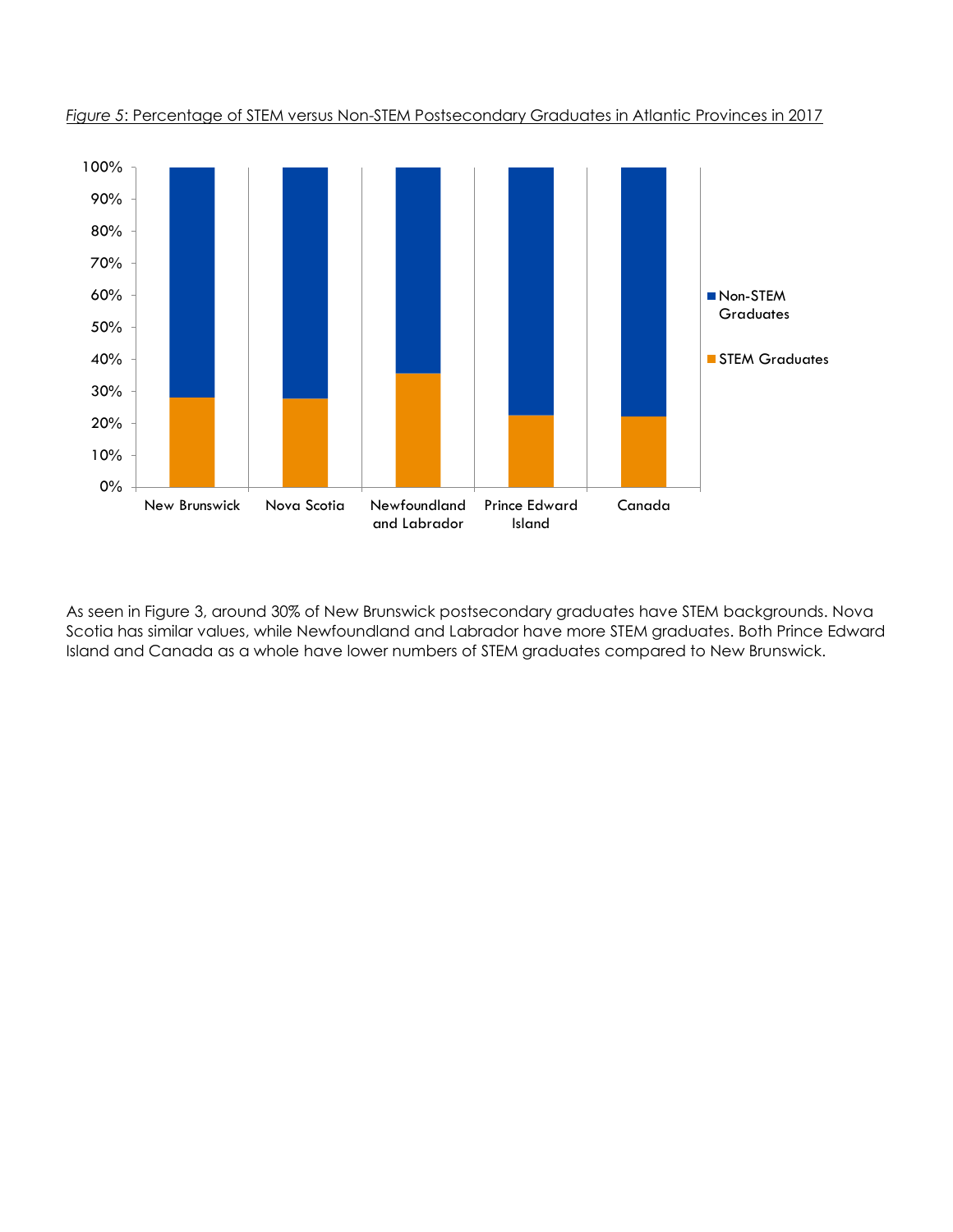*Figure 5*: Percentage of STEM versus Non-STEM Postsecondary Graduates in Atlantic Provinces in 2017

As seen in Figure 3, around 30% of New Brunswick postsecondary graduates have STEM backgrounds. Nova Scotia has similar values, while Newfoundland and Labrador have more STEM graduates. Both Prince Edward Island and Canada as a whole have lower numbers of STEM graduates compared to New Brunswick.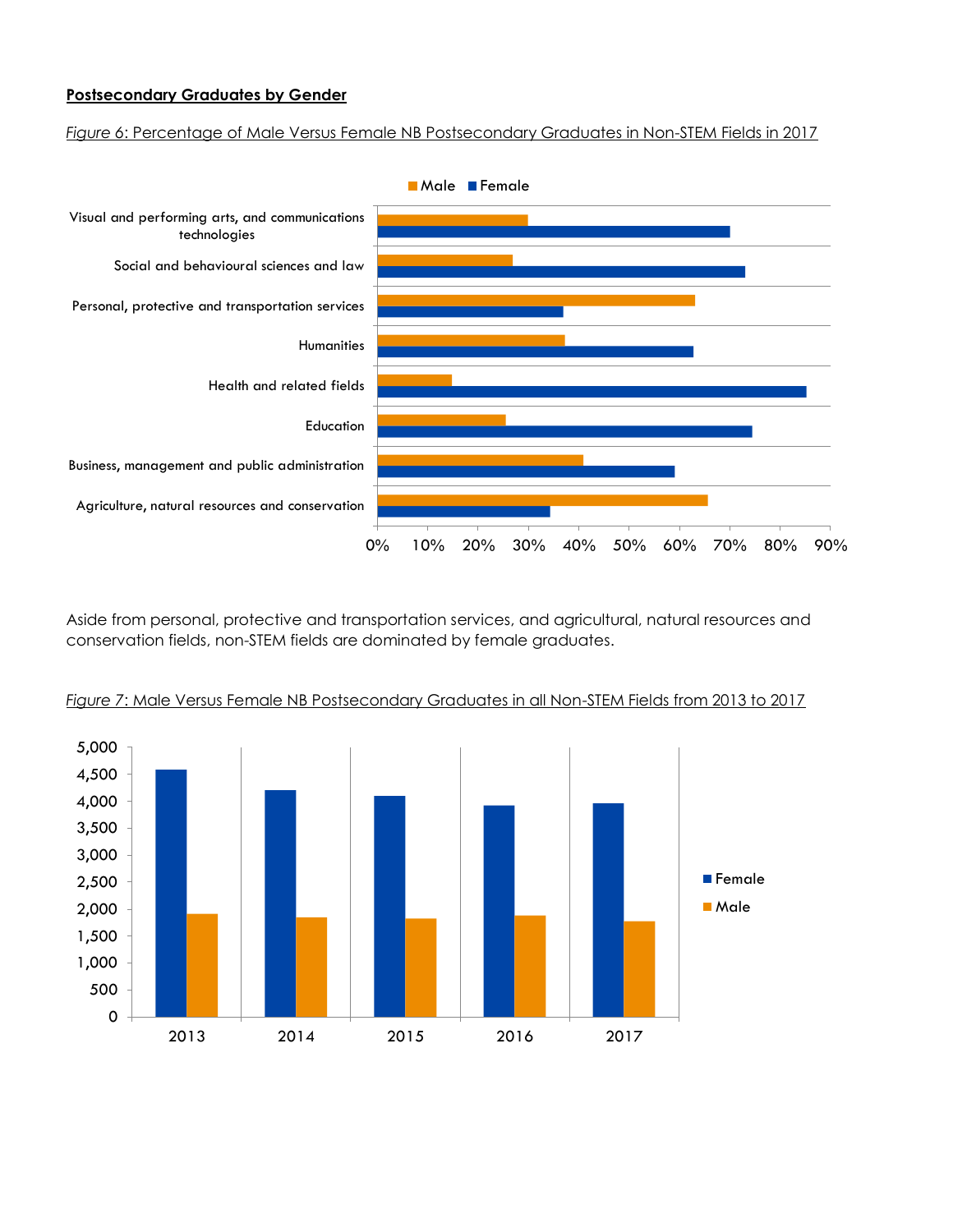**Postsecondary Graduates by Gender**

*Figure 6*: Percentage of Male Versus Female NB Postsecondary Graduates in Non-STEM Fields in 2017

Aside from personal, protective and transportation services, and agricultural, natural resources and conservation fields, non-STEM fields are dominated by female graduates.

*Figure 7*: Male Versus Female NB Postsecondary Graduates in all Non-STEM Fields from 2013 to 2017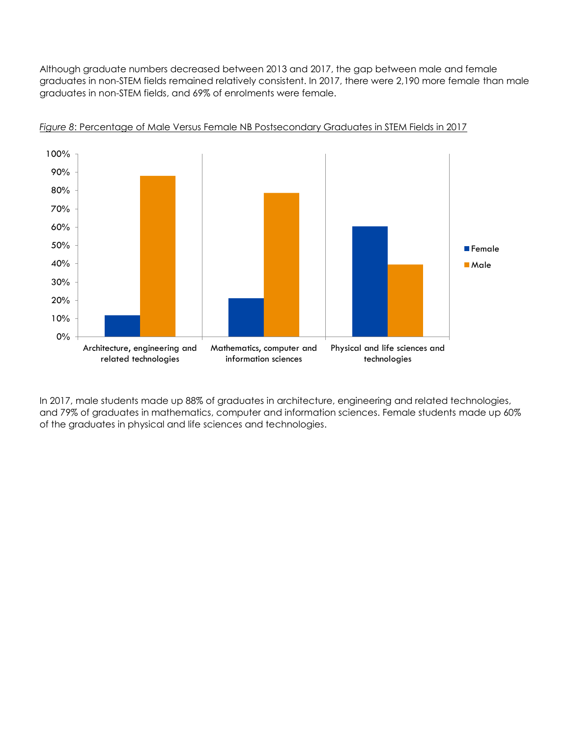Although graduate numbers decreased between 2013 and 2017, the gap between male and female graduates in non-STEM fields remained relatively consistent. In 2017, there were 2,190 more female than male graduates in non-STEM fields, and 69% of enrolments were female.

*Figure 8*: Percentage of Male Versus Female NB Postsecondary Graduates in STEM Fields in 2017

In 2017, male students made up 88% of graduates in architecture, engineering and related technologies, and 79% of graduates in mathematics, computer and information sciences. Female students made up 60% of the graduates in physical and life sciences and technologies.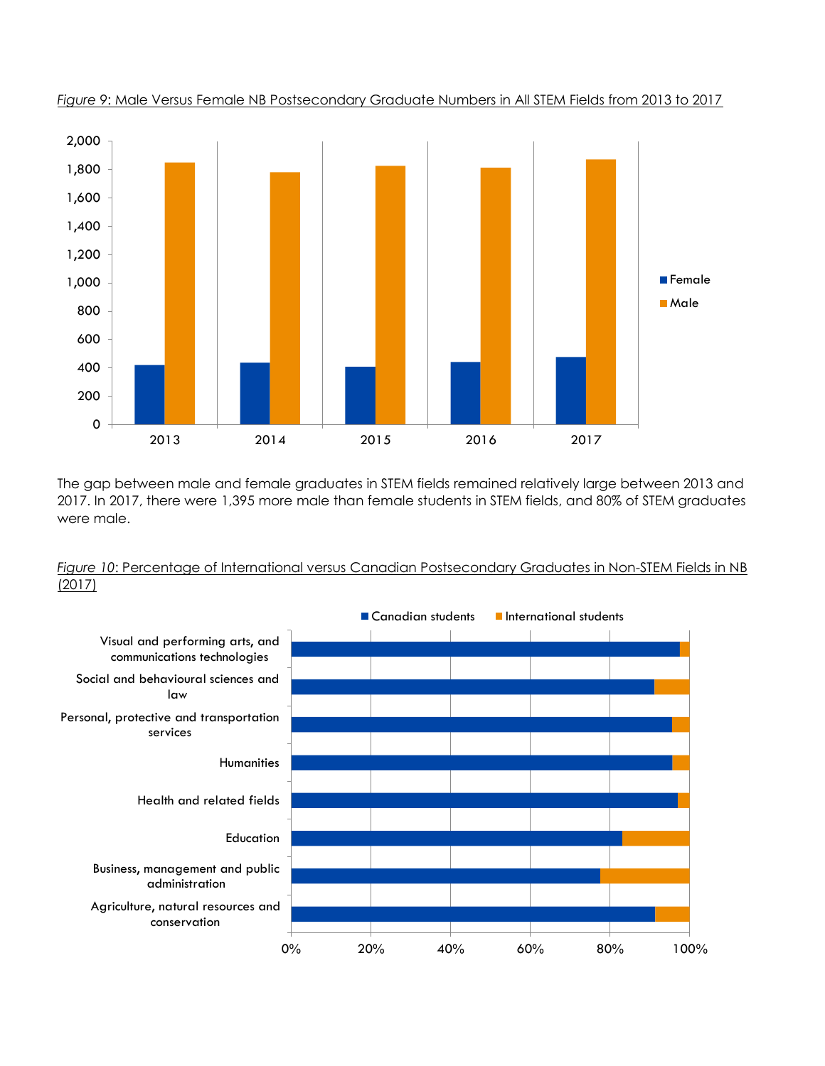*Figure 9*: Male Versus Female NB Postsecondary Graduate Numbers in All STEM Fields from 2013 to 2017

The gap between male and female graduates in STEM fields remained relatively large between 2013 and 2017. In 2017, there were 1,395 more male than female students in STEM fields, and 80% of STEM graduates were male.

*Figure 10*: Percentage of International versus Canadian Postsecondary Graduates in Non-STEM Fields in NB (2017)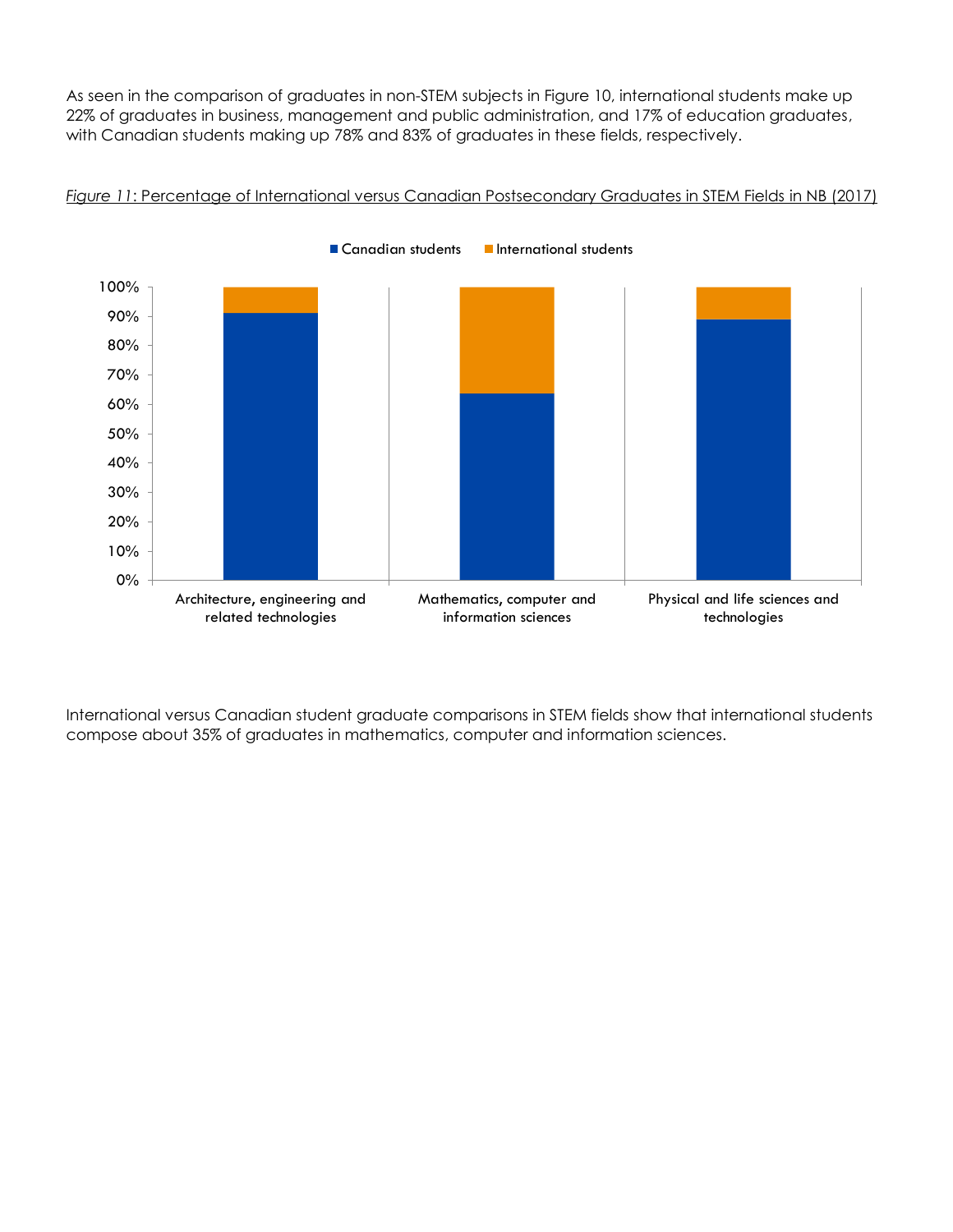As seen in the comparison of graduates in non-STEM subjects in Figure 10, international students make up 22% of graduates in business, management and public administration, and 17% of education graduates, with Canadian students making up 78% and 83% of graduates in these fields, respectively.

*Figure 11*: Percentage of International versus Canadian Postsecondary Graduates in STEM Fields in NB (2017)

International versus Canadian student graduate comparisons in STEM fields show that international students compose about 35% of graduates in mathematics, computer and information sciences.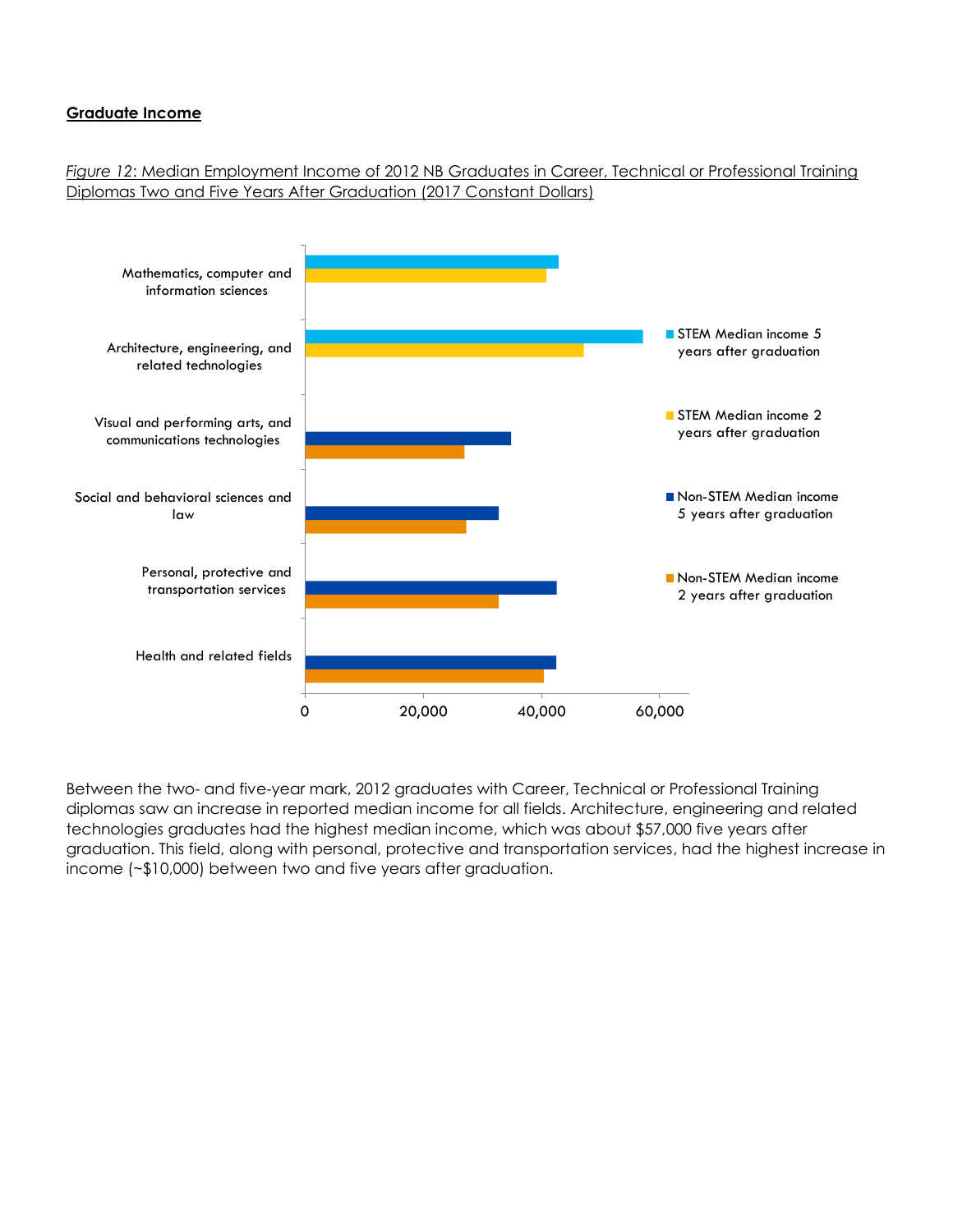**Graduate Income**

*Figure 12*: Median Employment Income of 2012 NB Graduates in Career, Technical or Professional Training Diplomas Two and Five Years After Graduation (2017 Constant Dollars)

Between the two- and five-year mark, 2012 graduates with Career, Technical or Professional Training diplomas saw an increase in reported median income for all fields. Architecture, engineering and related technologies graduates had the highest median income, which was about $57,000 five years after graduation. This field, along with personal, protective and transportation services, had the highest increase in income (~$10,000) between two and five years after graduation.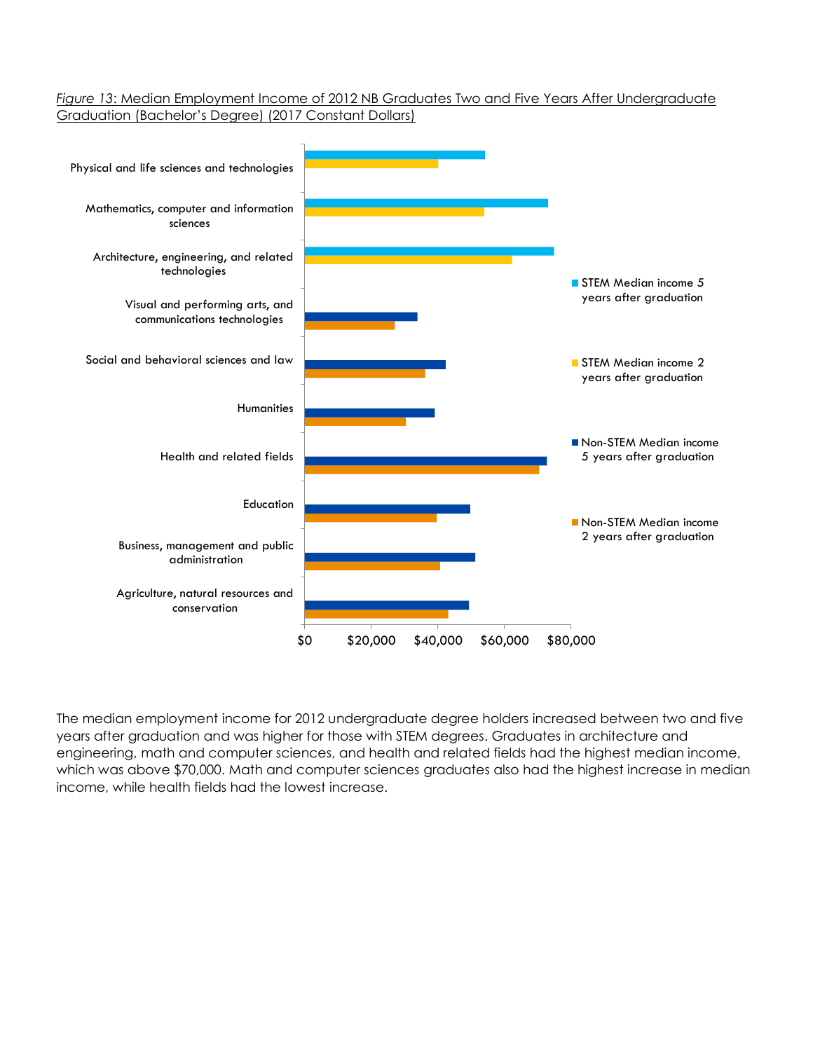*Figure 13*: Median Employment Income of 2012 NB Graduates Two and Five Years After Undergraduate Graduation (Bachelor's Degree) (2017 Constant Dollars)

The median employment income for 2012 undergraduate degree holders increased between two and five years after graduation and was higher for those with STEM degrees. Graduates in architecture and engineering, math and computer sciences, and health and related fields had the highest median income, which was above $70,000. Math and computer sciences graduates also had the highest increase in median income, while health fields had the lowest increase.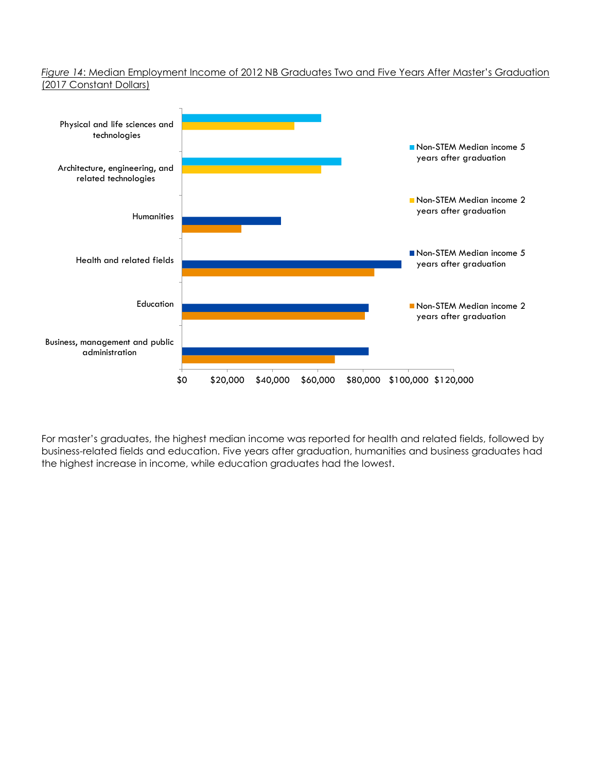*Figure 14*: Median Employment Income of 2012 NB Graduates Two and Five Years After Master's Graduation (2017 Constant Dollars)

For master's graduates, the highest median income was reported for health and related fields, followed by business-related fields and education. Five years after graduation, humanities and business graduates had the highest increase in income, while education graduates had the lowest.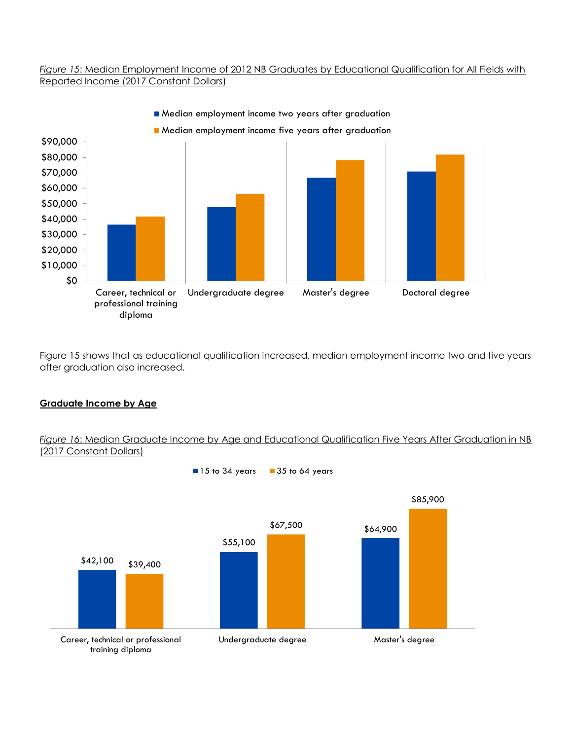*Figure 15*: Median Employment Income of 2012 NB Graduates by Educational Qualification for All Fields with Reported Income (2017 Constant Dollars)

Figure 15 shows that as educational qualification increased, median employment income two and five years after graduation also increased.

## Graduate Income by Age

*Figure 16*: Median Graduate Income by Age and Educational Qualification Five Years After Graduation in NB (2017 Constant Dollars)

| | 15 to 34 years | 35 to 64 years |
|---|---|---|
| Career, technical or professional training diploma | $42,100 | $39,400 |
| Undergraduate degree | $55,100 | $67,500 |
| Master's degree | $64,900 | $85,900 |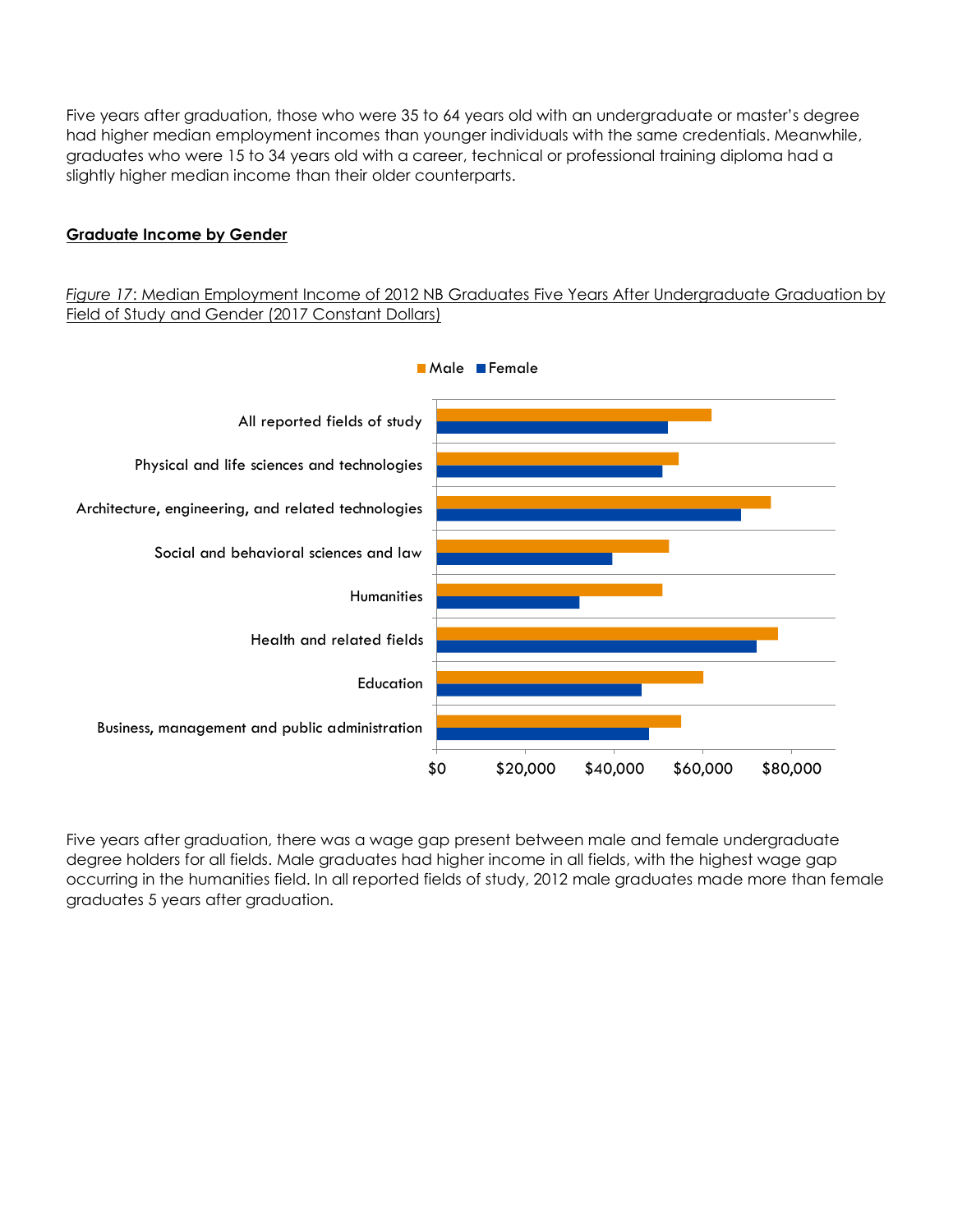Five years after graduation, those who were 35 to 64 years old with an undergraduate or master's degree had higher median employment incomes than younger individuals with the same credentials. Meanwhile, graduates who were 15 to 34 years old with a career, technical or professional training diploma had a slightly higher median income than their older counterparts.

**Graduate Income by Gender**

*Figure 17*: Median Employment Income of 2012 NB Graduates Five Years After Undergraduate Graduation by Field of Study and Gender (2017 Constant Dollars)

Five years after graduation, there was a wage gap present between male and female undergraduate degree holders for all fields. Male graduates had higher income in all fields, with the highest wage gap occurring in the humanities field. In all reported fields of study, 2012 male graduates made more than female graduates 5 years after graduation.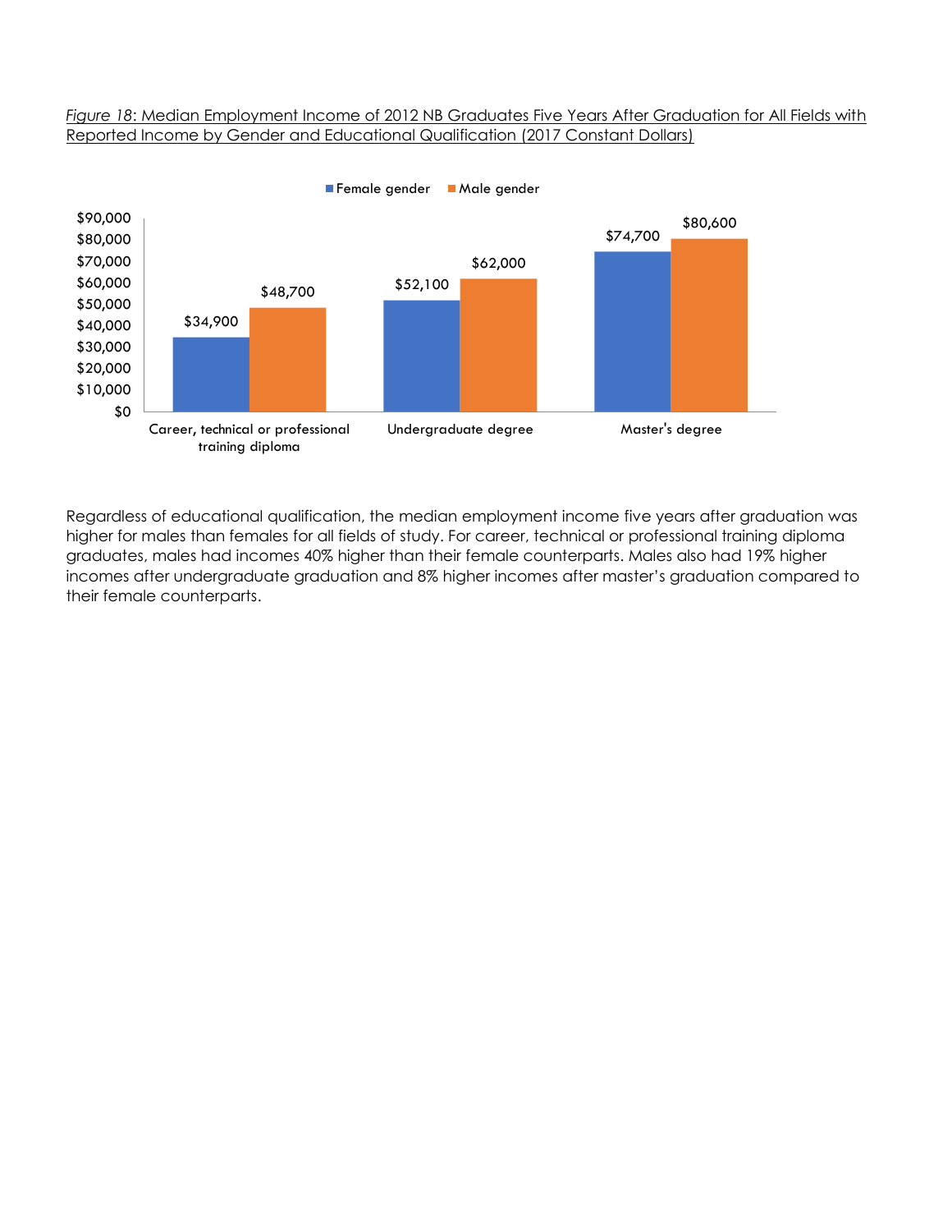*Figure 18*: Median Employment Income of 2012 NB Graduates Five Years After Graduation for All Fields with Reported Income by Gender and Educational Qualification (2017 Constant Dollars)

| | Female gender | Male gender |
|---|---|---|
| Career, technical or professional training diploma | $34,900 | $48,700 |
| Undergraduate degree | $52,100 | $62,000 |
| Master's degree | $74,700 | $80,600 |

Regardless of educational qualification, the median employment income five years after graduation was higher for males than females for all fields of study. For career, technical or professional training diploma graduates, males had incomes 40% higher than their female counterparts. Males also had 19% higher incomes after undergraduate graduation and 8% higher incomes after master's graduation compared to their female counterparts.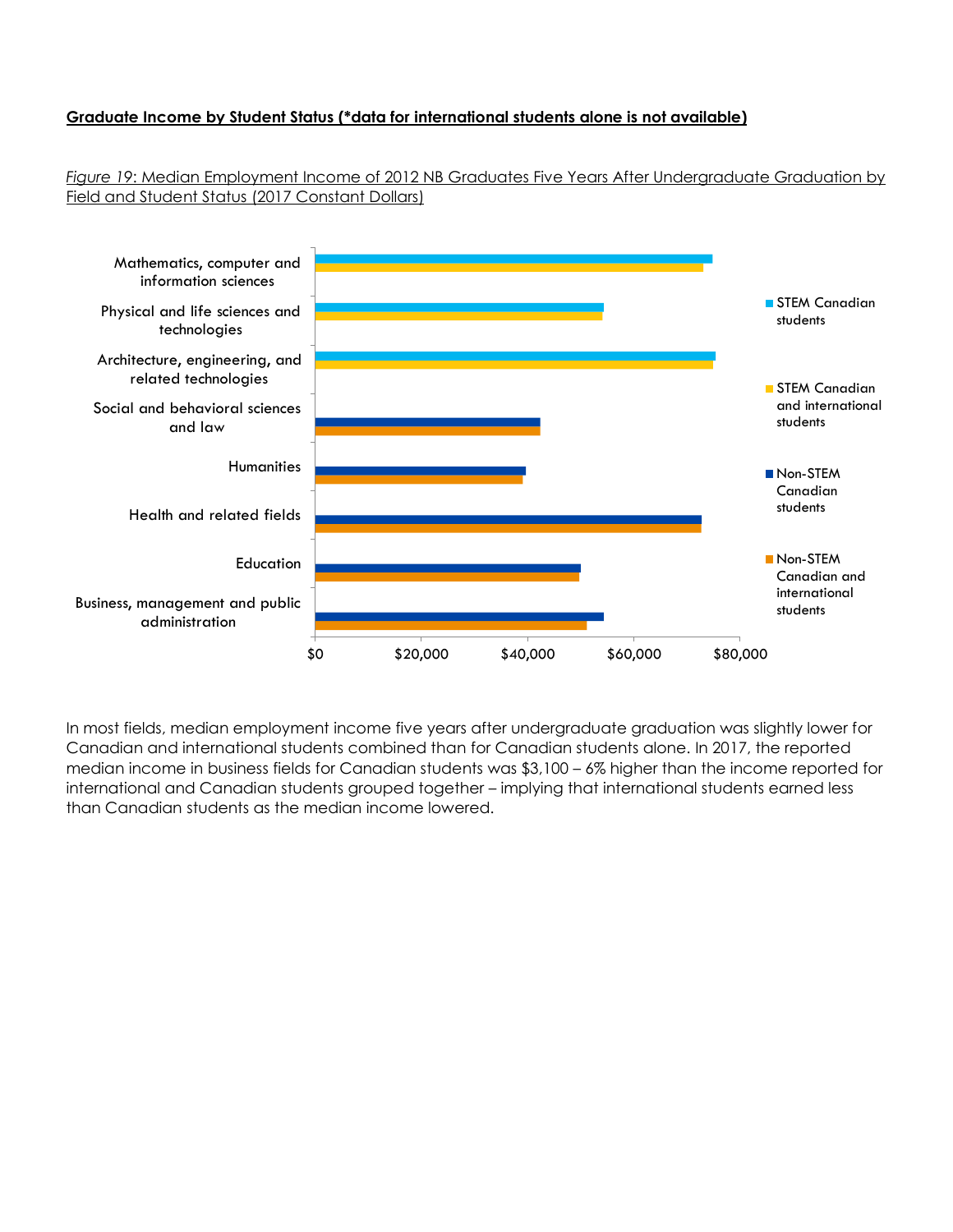**Graduate Income by Student Status (*data for international students alone is not available)**

*Figure 19*: Median Employment Income of 2012 NB Graduates Five Years After Undergraduate Graduation by Field and Student Status (2017 Constant Dollars)

In most fields, median employment income five years after undergraduate graduation was slightly lower for Canadian and international students combined than for Canadian students alone. In 2017, the reported median income in business fields for Canadian students was $3,100 – 6% higher than the income reported for international and Canadian students grouped together – implying that international students earned less than Canadian students as the median income lowered.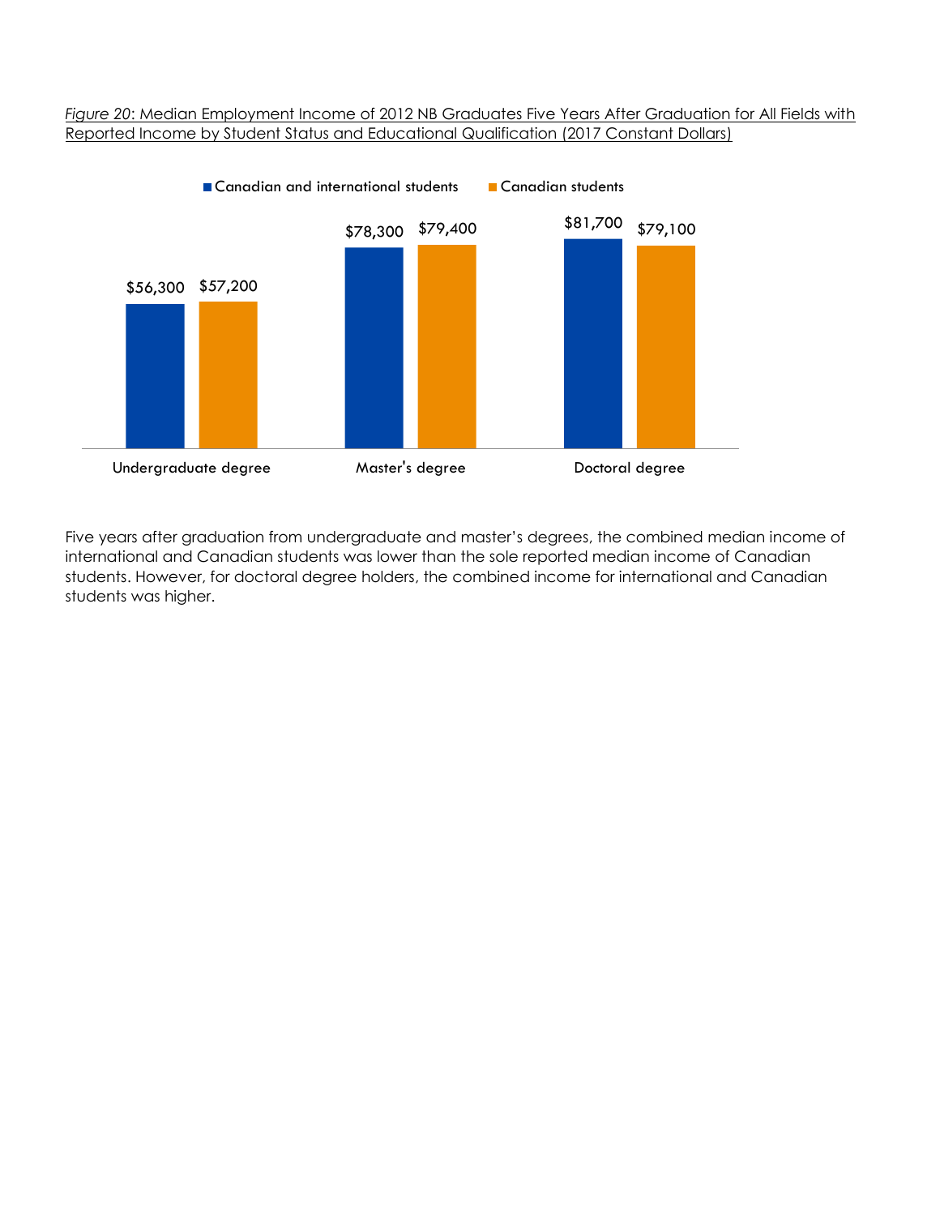*Figure 20*: Median Employment Income of 2012 NB Graduates Five Years After Graduation for All Fields with Reported Income by Student Status and Educational Qualification (2017 Constant Dollars)

| | Canadian and international students | Canadian students |
|---|---|---|
| Undergraduate degree | $56,300 | $57,200 |
| Master's degree | $78,300 | $79,400 |
| Doctoral degree | $81,700 | $79,100 |

Five years after graduation from undergraduate and master's degrees, the combined median income of international and Canadian students was lower than the sole reported median income of Canadian students. However, for doctoral degree holders, the combined income for international and Canadian students was higher.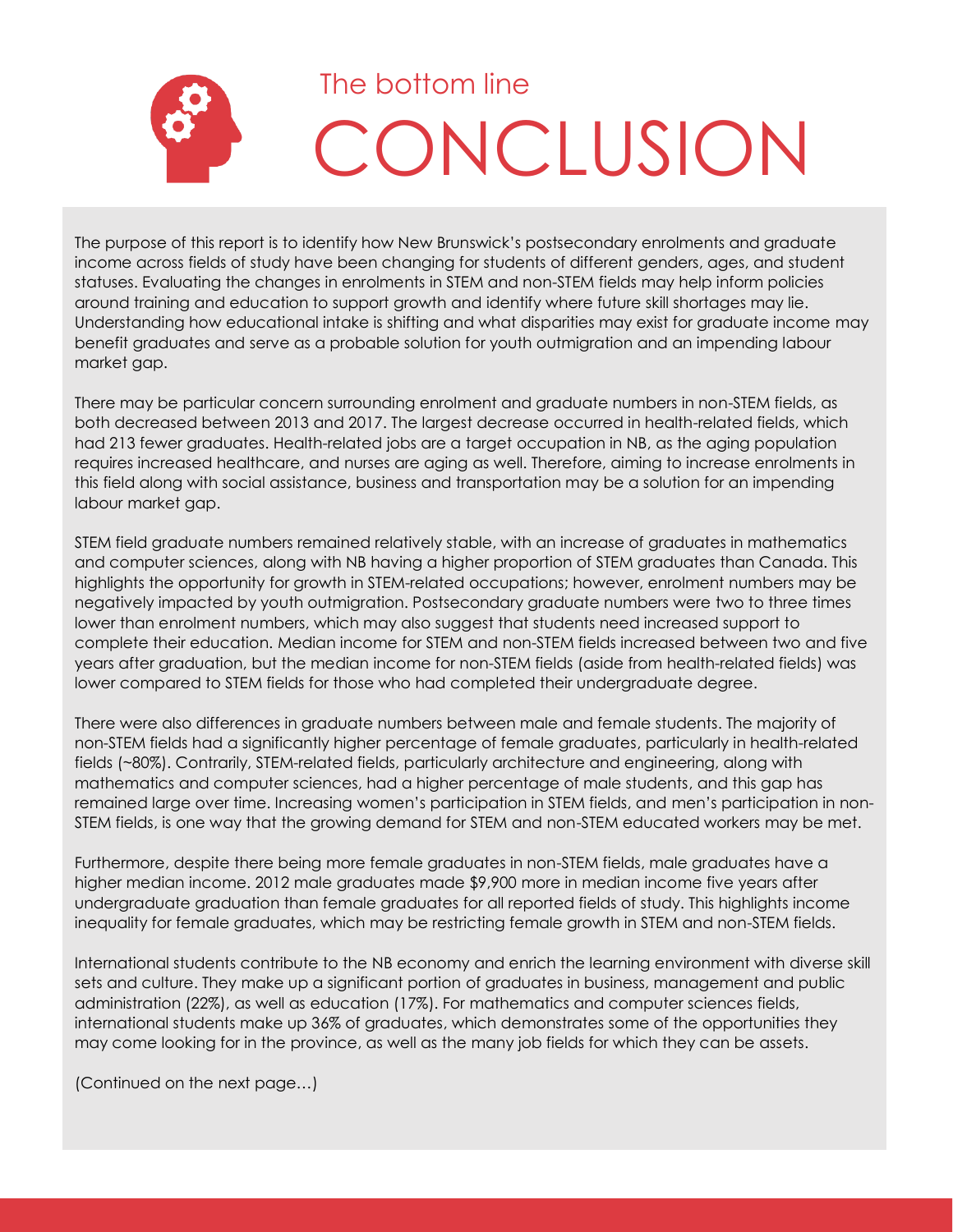# The bottom line

# CONCLUSION

The purpose of this report is to identify how New Brunswick's postsecondary enrolments and graduate income across fields of study have been changing for students of different genders, ages, and student statuses. Evaluating the changes in enrolments in STEM and non-STEM fields may help inform policies around training and education to support growth and identify where future skill shortages may lie. Understanding how educational intake is shifting and what disparities may exist for graduate income may benefit graduates and serve as a probable solution for youth outmigration and an impending labour market gap.

There may be particular concern surrounding enrolment and graduate numbers in non-STEM fields, as both decreased between 2013 and 2017. The largest decrease occurred in health-related fields, which had 213 fewer graduates. Health-related jobs are a target occupation in NB, as the aging population requires increased healthcare, and nurses are aging as well. Therefore, aiming to increase enrolments in this field along with social assistance, business and transportation may be a solution for an impending labour market gap.

STEM field graduate numbers remained relatively stable, with an increase of graduates in mathematics and computer sciences, along with NB having a higher proportion of STEM graduates than Canada. This highlights the opportunity for growth in STEM-related occupations; however, enrolment numbers may be negatively impacted by youth outmigration. Postsecondary graduate numbers were two to three times lower than enrolment numbers, which may also suggest that students need increased support to complete their education. Median income for STEM and non-STEM fields increased between two and five years after graduation, but the median income for non-STEM fields (aside from health-related fields) was lower compared to STEM fields for those who had completed their undergraduate degree.

There were also differences in graduate numbers between male and female students. The majority of non-STEM fields had a significantly higher percentage of female graduates, particularly in health-related fields (~80%). Contrarily, STEM-related fields, particularly architecture and engineering, along with mathematics and computer sciences, had a higher percentage of male students, and this gap has remained large over time. Increasing women's participation in STEM fields, and men's participation in non-STEM fields, is one way that the growing demand for STEM and non-STEM educated workers may be met.

Furthermore, despite there being more female graduates in non-STEM fields, male graduates have a higher median income. 2012 male graduates made $9,900 more in median income five years after undergraduate graduation than female graduates for all reported fields of study. This highlights income inequality for female graduates, which may be restricting female growth in STEM and non-STEM fields.

International students contribute to the NB economy and enrich the learning environment with diverse skill sets and culture. They make up a significant portion of graduates in business, management and public administration (22%), as well as education (17%). For mathematics and computer sciences fields, international students make up 36% of graduates, which demonstrates some of the opportunities they may come looking for in the province, as well as the many job fields for which they can be assets.

(Continued on the next page…)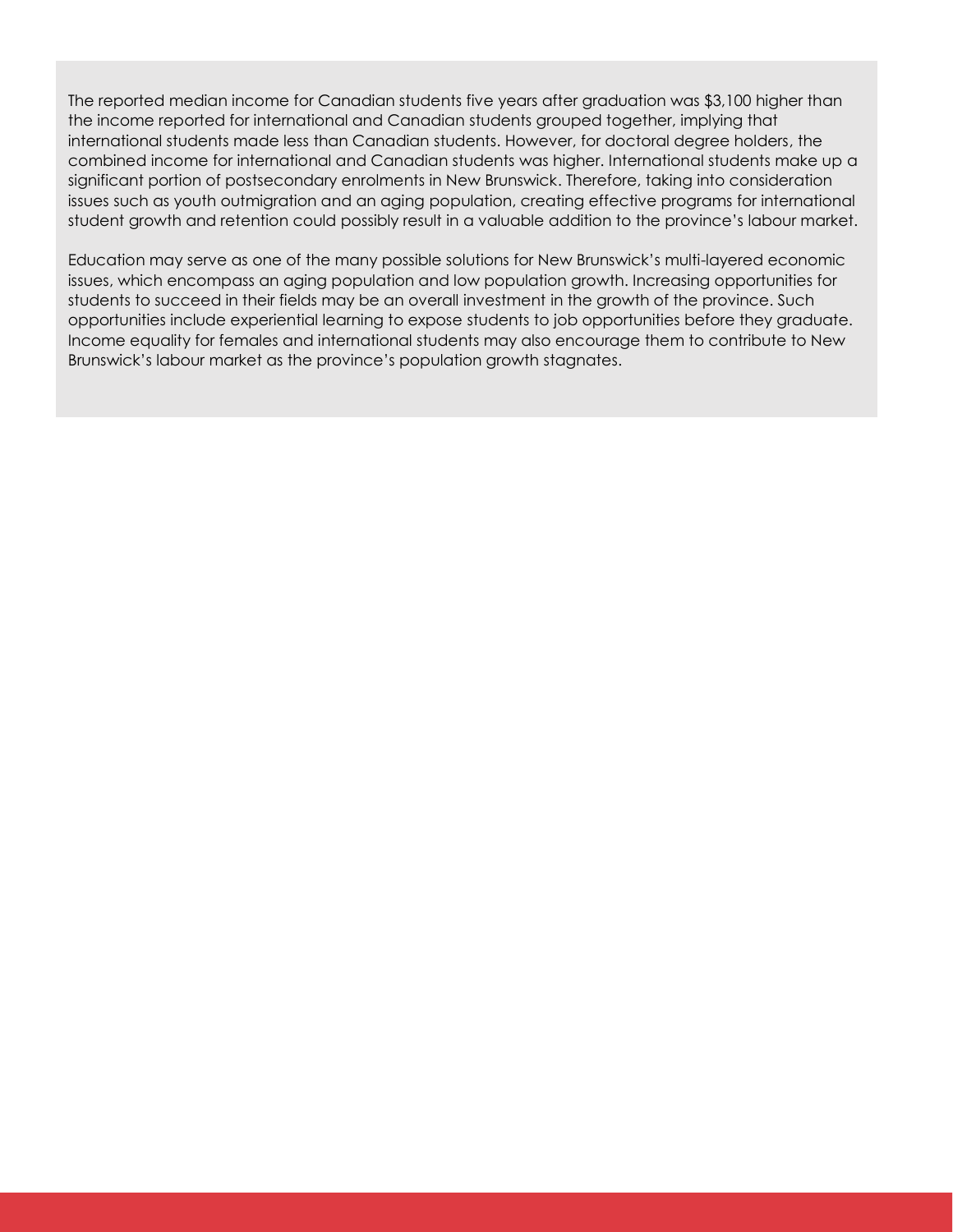The reported median income for Canadian students five years after graduation was $3,100 higher than the income reported for international and Canadian students grouped together, implying that international students made less than Canadian students. However, for doctoral degree holders, the combined income for international and Canadian students was higher. International students make up a significant portion of postsecondary enrolments in New Brunswick. Therefore, taking into consideration issues such as youth outmigration and an aging population, creating effective programs for international student growth and retention could possibly result in a valuable addition to the province's labour market.

Education may serve as one of the many possible solutions for New Brunswick's multi-layered economic issues, which encompass an aging population and low population growth. Increasing opportunities for students to succeed in their fields may be an overall investment in the growth of the province. Such opportunities include experiential learning to expose students to job opportunities before they graduate. Income equality for females and international students may also encourage them to contribute to New Brunswick's labour market as the province's population growth stagnates.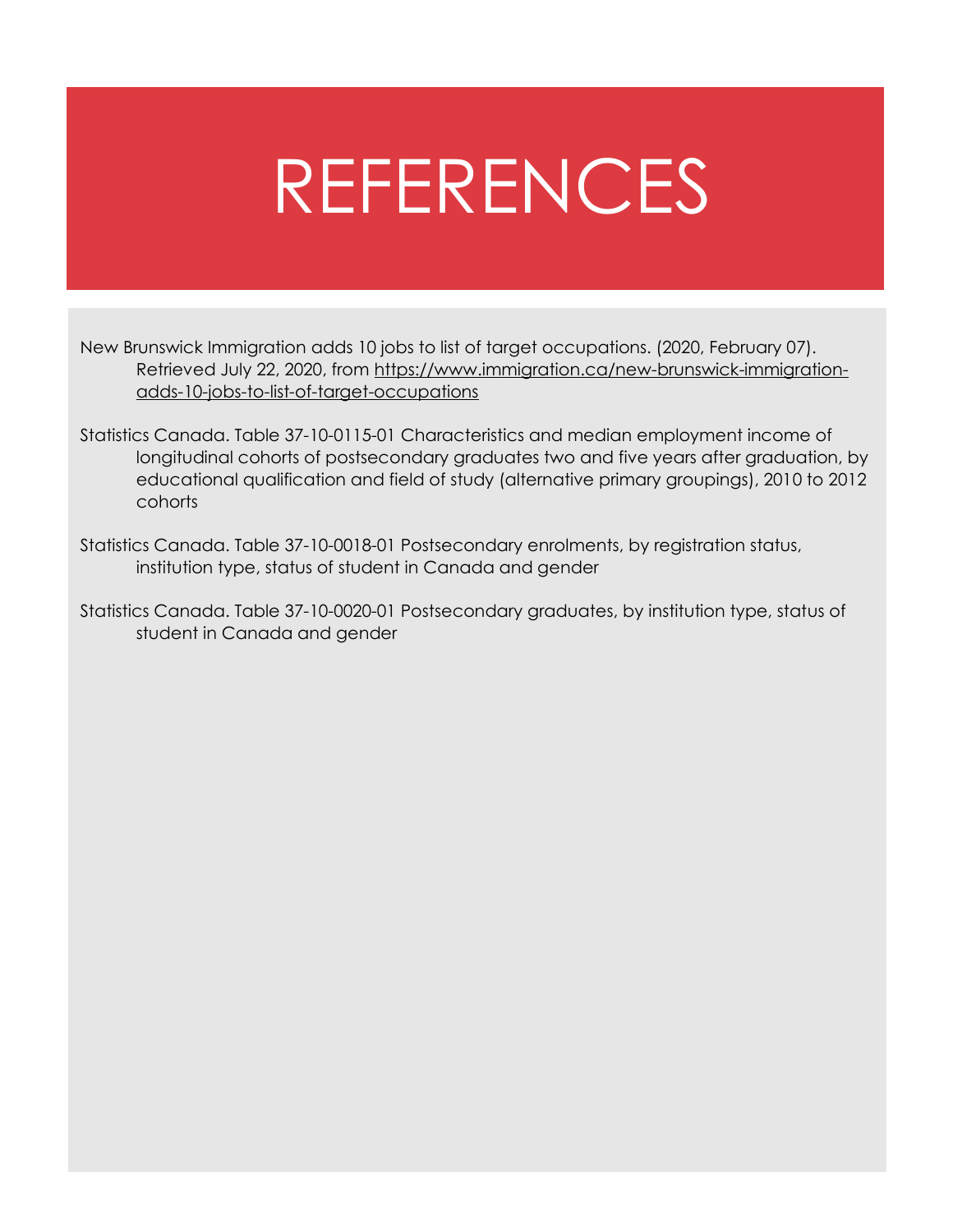# REFERENCES

New Brunswick Immigration adds 10 jobs to list of target occupations. (2020, February 07). Retrieved July 22, 2020, from [https://www.immigration.ca/new-brunswick-immigration-adds-10-jobs-to-list-of-target-occupations](https://www.immigration.ca/new-brunswick-immigration-adds-10-jobs-to-list-of-target-occupations)

Statistics Canada. Table 37-10-0115-01 Characteristics and median employment income of longitudinal cohorts of postsecondary graduates two and five years after graduation, by educational qualification and field of study (alternative primary groupings), 2010 to 2012 cohorts

Statistics Canada. Table 37-10-0018-01 Postsecondary enrolments, by registration status, institution type, status of student in Canada and gender

Statistics Canada. Table 37-10-0020-01 Postsecondary graduates, by institution type, status of student in Canada and gender